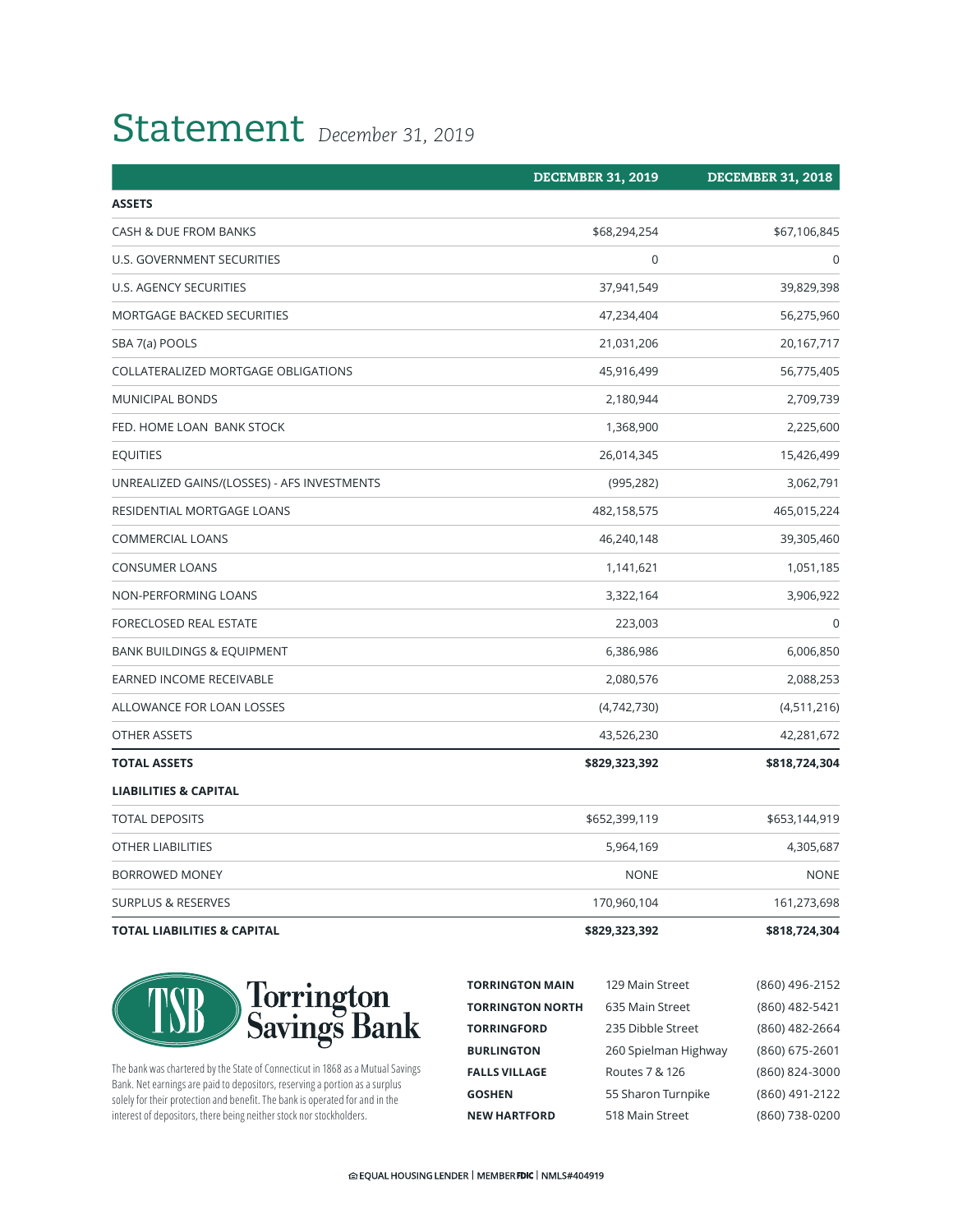# Statement *December 31, 2019*

| | DECEMBER 31, 2019 | DECEMBER 31, 2018 |
|---|---|---|
| **ASSETS** | | |
| CASH & DUE FROM BANKS | $68,294,254 | $67,106,845 |
| U.S. GOVERNMENT SECURITIES | 0 | 0 |
| U.S. AGENCY SECURITIES | 37,941,549 | 39,829,398 |
| MORTGAGE BACKED SECURITIES | 47,234,404 | 56,275,960 |
| SBA 7(a) POOLS | 21,031,206 | 20,167,717 |
| COLLATERALIZED MORTGAGE OBLIGATIONS | 45,916,499 | 56,775,405 |
| MUNICIPAL BONDS | 2,180,944 | 2,709,739 |
| FED. HOME LOAN BANK STOCK | 1,368,900 | 2,225,600 |
| EQUITIES | 26,014,345 | 15,426,499 |
| UNREALIZED GAINS/(LOSSES) - AFS INVESTMENTS | (995,282) | 3,062,791 |
| RESIDENTIAL MORTGAGE LOANS | 482,158,575 | 465,015,224 |
| COMMERCIAL LOANS | 46,240,148 | 39,305,460 |
| CONSUMER LOANS | 1,141,621 | 1,051,185 |
| NON-PERFORMING LOANS | 3,322,164 | 3,906,922 |
| FORECLOSED REAL ESTATE | 223,003 | 0 |
| BANK BUILDINGS & EQUIPMENT | 6,386,986 | 6,006,850 |
| EARNED INCOME RECEIVABLE | 2,080,576 | 2,088,253 |
| ALLOWANCE FOR LOAN LOSSES | (4,742,730) | (4,511,216) |
| OTHER ASSETS | 43,526,230 | 42,281,672 |
| **TOTAL ASSETS** | **$829,323,392** | **$818,724,304** |
| **LIABILITIES & CAPITAL** | | |
| TOTAL DEPOSITS | $652,399,119 | $653,144,919 |
| OTHER LIABILITIES | 5,964,169 | 4,305,687 |
| BORROWED MONEY | NONE | NONE |
| SURPLUS & RESERVES | 170,960,104 | 161,273,698 |
| **TOTAL LIABILITIES & CAPITAL** | **$829,323,392** | **$818,724,304** |

TSB Torrington Savings Bank

The bank was chartered by the State of Connecticut in 1868 as a Mutual Savings Bank. Net earnings are paid to depositors, reserving a portion as a surplus solely for their protection and benefit. The bank is operated for and in the interest of depositors, there being neither stock nor stockholders.

| | | |
|---|---|---|
| **TORRINGTON MAIN** | 129 Main Street | (860) 496-2152 |
| **TORRINGTON NORTH** | 635 Main Street | (860) 482-5421 |
| **TORRINGFORD** | 235 Dibble Street | (860) 482-2664 |
| **BURLINGTON** | 260 Spielman Highway | (860) 675-2601 |
| **FALLS VILLAGE** | Routes 7 & 126 | (860) 824-3000 |
| **GOSHEN** | 55 Sharon Turnpike | (860) 491-2122 |
| **NEW HARTFORD** | 518 Main Street | (860) 738-0200 |

EQUAL HOUSING LENDER | MEMBER FDIC | NMLS#404919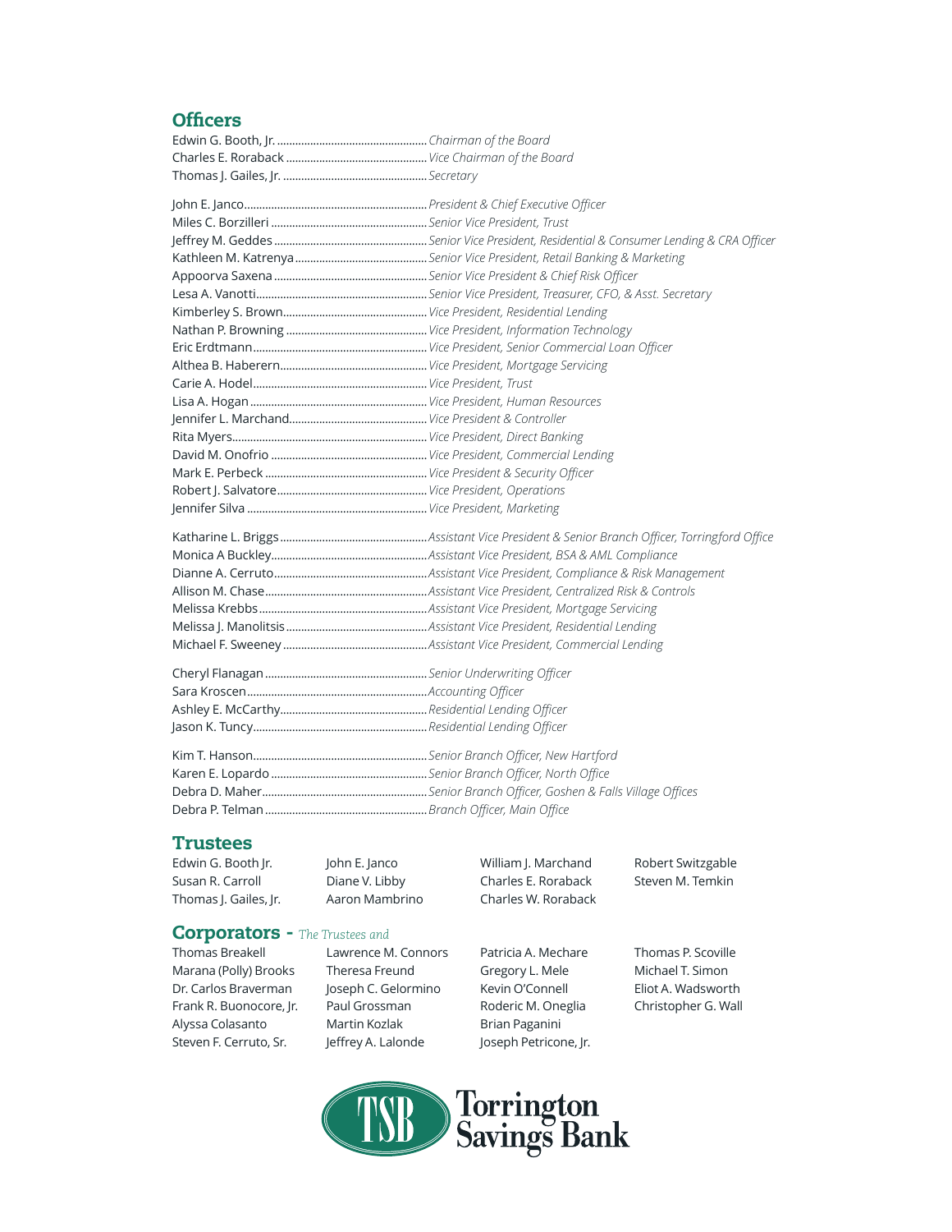## Officers

| | |
|---|---|
| Edwin G. Booth, Jr. | *Chairman of the Board* |
| Charles E. Roraback | *Vice Chairman of the Board* |
| Thomas J. Gailes, Jr. | *Secretary* |
| | |
| John E. Janco | *President & Chief Executive Officer* |
| Miles C. Borzilleri | *Senior Vice President, Trust* |
| Jeffrey M. Geddes | *Senior Vice President, Residential & Consumer Lending & CRA Officer* |
| Kathleen M. Katrenya | *Senior Vice President, Retail Banking & Marketing* |
| Appoorva Saxena | *Senior Vice President & Chief Risk Officer* |
| Lesa A. Vanotti | *Senior Vice President, Treasurer, CFO, & Asst. Secretary* |
| Kimberley S. Brown | *Vice President, Residential Lending* |
| Nathan P. Browning | *Vice President, Information Technology* |
| Eric Erdtmann | *Vice President, Senior Commercial Loan Officer* |
| Althea B. Haberern | *Vice President, Mortgage Servicing* |
| Carie A. Hodel | *Vice President, Trust* |
| Lisa A. Hogan | *Vice President, Human Resources* |
| Jennifer L. Marchand | *Vice President & Controller* |
| Rita Myers | *Vice President, Direct Banking* |
| David M. Onofrio | *Vice President, Commercial Lending* |
| Mark E. Perbeck | *Vice President & Security Officer* |
| Robert J. Salvatore | *Vice President, Operations* |
| Jennifer Silva | *Vice President, Marketing* |
| | |
| Katharine L. Briggs | *Assistant Vice President & Senior Branch Officer, Torringford Office* |
| Monica A Buckley | *Assistant Vice President, BSA & AML Compliance* |
| Dianne A. Cerruto | *Assistant Vice President, Compliance & Risk Management* |
| Allison M. Chase | *Assistant Vice President, Centralized Risk & Controls* |
| Melissa Krebbs | *Assistant Vice President, Mortgage Servicing* |
| Melissa J. Manolitsis | *Assistant Vice President, Residential Lending* |
| Michael F. Sweeney | *Assistant Vice President, Commercial Lending* |
| | |
| Cheryl Flanagan | *Senior Underwriting Officer* |
| Sara Kroscen | *Accounting Officer* |
| Ashley E. McCarthy | *Residential Lending Officer* |
| Jason K. Tuncy | *Residential Lending Officer* |
| | |
| Kim T. Hanson | *Senior Branch Officer, New Hartford* |
| Karen E. Lopardo | *Senior Branch Officer, North Office* |
| Debra D. Maher | *Senior Branch Officer, Goshen & Falls Village Offices* |
| Debra P. Telman | *Branch Officer, Main Office* |

## Trustees

Edwin G. Booth Jr.
Susan R. Carroll
Thomas J. Gailes, Jr.
John E. Janco
Diane V. Libby
Aaron Mambrino
William J. Marchand
Charles E. Roraback
Charles W. Roraback
Robert Switzgable
Steven M. Temkin

## Corporators - *The Trustees and*

Thomas Breakell
Marana (Polly) Brooks
Dr. Carlos Braverman
Frank R. Buonocore, Jr.
Alyssa Colasanto
Steven F. Cerruto, Sr.
Lawrence M. Connors
Theresa Freund
Joseph C. Gelormino
Paul Grossman
Martin Kozlak
Jeffrey A. Lalonde
Patricia A. Mechare
Gregory L. Mele
Kevin O'Connell
Roderic M. Oneglia
Brian Paganini
Joseph Petricone, Jr.
Thomas P. Scoville
Michael T. Simon
Eliot A. Wadsworth
Christopher G. Wall

TSB Torrington Savings Bank